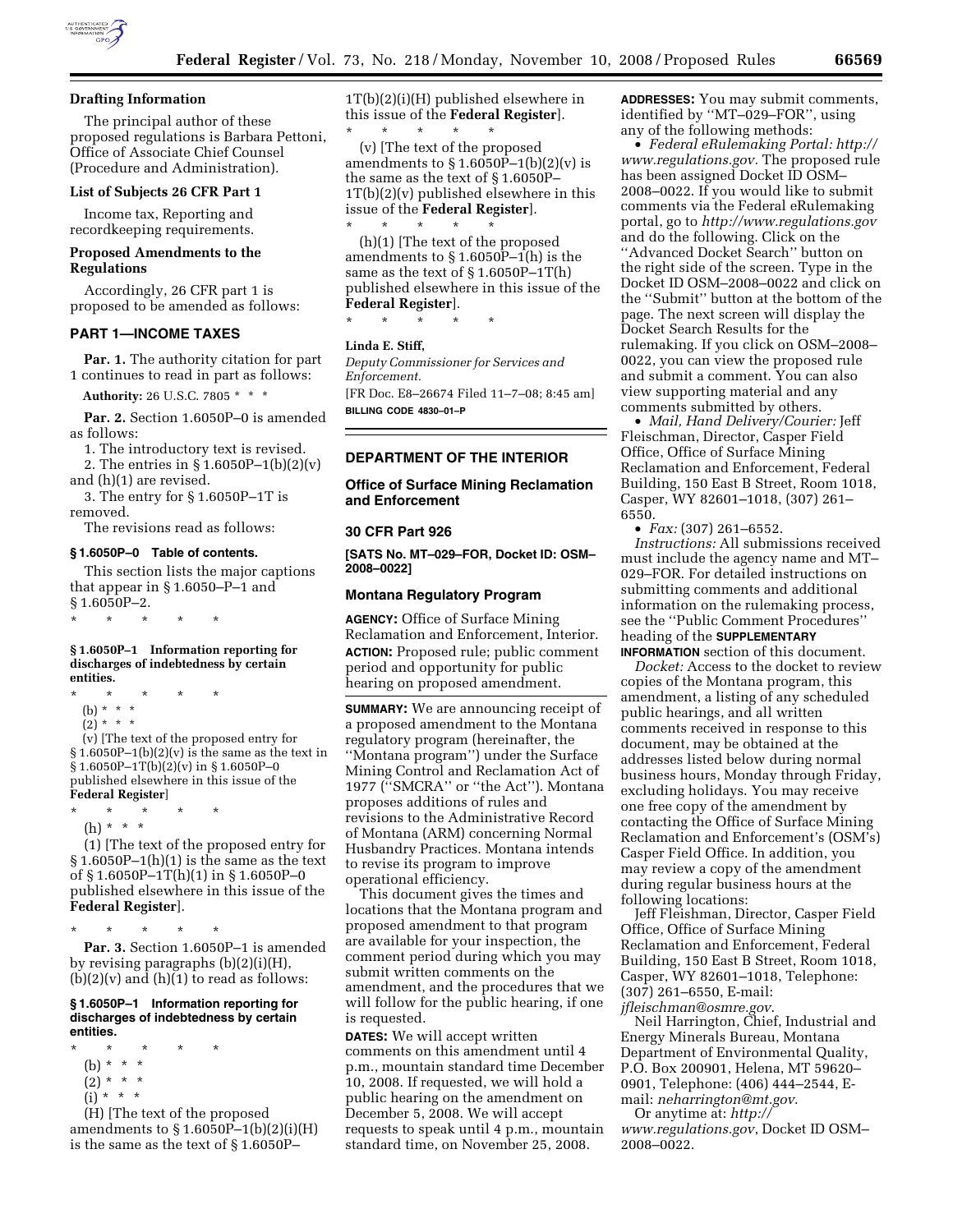### Drafting Information

The principal author of these proposed regulations is Barbara Pettoni, Office of Associate Chief Counsel (Procedure and Administration).

### List of Subjects 26 CFR Part 1

Income tax, Reporting and recordkeeping requirements.

### Proposed Amendments to the Regulations

Accordingly, 26 CFR part 1 is proposed to be amended as follows:

## PART 1—INCOME TAXES

**Par. 1.** The authority citation for part 1 continues to read in part as follows:

**Authority:** 26 U.S.C. 7805 * * *

**Par. 2.** Section 1.6050P–0 is amended as follows:

1. The introductory text is revised.

2. The entries in § 1.6050P–1(b)(2)(v) and (h)(1) are revised.

3. The entry for § 1.6050P–1T is removed.

The revisions read as follows:

#### § 1.6050P–0 Table of contents.

This section lists the major captions that appear in § 1.6050–P–1 and § 1.6050P–2.

\* \* \* \* \*

#### § 1.6050P–1 Information reporting for discharges of indebtedness by certain entities.

\* \* \* \* \*

(b) * * *

(2) * * *

(v) [The text of the proposed entry for § 1.6050P–1(b)(2)(v) is the same as the text in § 1.6050P–1T(b)(2)(v) in § 1.6050P–0 published elsewhere in this issue of the **Federal Register**]

\* \* \* \* \*

(h) * * *

(1) [The text of the proposed entry for § 1.6050P–1(h)(1) is the same as the text of § 1.6050P–1T(h)(1) in § 1.6050P–0 published elsewhere in this issue of the **Federal Register**].

\* \* \* \* \*

**Par. 3.** Section 1.6050P–1 is amended by revising paragraphs (b)(2)(i)(H), (b)(2)(v) and (h)(1) to read as follows:

#### § 1.6050P–1 Information reporting for discharges of indebtedness by certain entities.

\* \* \* \* \*

(b) * * *

(2) * * *

(i) * * *

(H) [The text of the proposed amendments to § 1.6050P–1(b)(2)(i)(H) is the same as the text of § 1.6050P–1T(b)(2)(i)(H) published elsewhere in this issue of the **Federal Register**].

\* \* \* \* \*

(v) [The text of the proposed amendments to § 1.6050P–1(b)(2)(v) is the same as the text of § 1.6050P–1T(b)(2)(v) published elsewhere in this issue of the **Federal Register**].

\* \* \* \* \*

(h)(1) [The text of the proposed amendments to § 1.6050P–1(h) is the same as the text of § 1.6050P–1T(h) published elsewhere in this issue of the **Federal Register**].

\* \* \* \* \*

**Linda E. Stiff,**

*Deputy Commissioner for Services and Enforcement.*

[FR Doc. E8–26674 Filed 11–7–08; 8:45 am]

**BILLING CODE 4830–01–P**

## DEPARTMENT OF THE INTERIOR

### Office of Surface Mining Reclamation and Enforcement

### 30 CFR Part 926

**[SATS No. MT–029–FOR, Docket ID: OSM–2008–0022]**

### Montana Regulatory Program

**AGENCY:** Office of Surface Mining Reclamation and Enforcement, Interior.

**ACTION:** Proposed rule; public comment period and opportunity for public hearing on proposed amendment.

**SUMMARY:** We are announcing receipt of a proposed amendment to the Montana regulatory program (hereinafter, the "Montana program") under the Surface Mining Control and Reclamation Act of 1977 ("SMCRA" or "the Act"). Montana proposes additions of rules and revisions to the Administrative Record of Montana (ARM) concerning Normal Husbandry Practices. Montana intends to revise its program to improve operational efficiency.

This document gives the times and locations that the Montana program and proposed amendment to that program are available for your inspection, the comment period during which you may submit written comments on the amendment, and the procedures that we will follow for the public hearing, if one is requested.

**DATES:** We will accept written comments on this amendment until 4 p.m., mountain standard time December 10, 2008. If requested, we will hold a public hearing on the amendment on December 5, 2008. We will accept requests to speak until 4 p.m., mountain standard time, on November 25, 2008.

**ADDRESSES:** You may submit comments, identified by "MT–029–FOR", using any of the following methods:

- *Federal eRulemaking Portal: http://www.regulations.gov.* The proposed rule has been assigned Docket ID OSM–2008–0022. If you would like to submit comments via the Federal eRulemaking portal, go to *http://www.regulations.gov* and do the following. Click on the "Advanced Docket Search" button on the right side of the screen. Type in the Docket ID OSM–2008–0022 and click on the "Submit" button at the bottom of the page. The next screen will display the Docket Search Results for the rulemaking. If you click on OSM–2008–0022, you can view the proposed rule and submit a comment. You can also view supporting material and any comments submitted by others.
- *Mail, Hand Delivery/Courier:* Jeff Fleischman, Director, Casper Field Office, Office of Surface Mining Reclamation and Enforcement, Federal Building, 150 East B Street, Room 1018, Casper, WY 82601–1018, (307) 261–6550.
- *Fax:* (307) 261–6552.

*Instructions:* All submissions received must include the agency name and MT–029–FOR. For detailed instructions on submitting comments and additional information on the rulemaking process, see the "Public Comment Procedures" heading of the **SUPPLEMENTARY INFORMATION** section of this document.

*Docket:* Access to the docket to review copies of the Montana program, this amendment, a listing of any scheduled public hearings, and all written comments received in response to this document, may be obtained at the addresses listed below during normal business hours, Monday through Friday, excluding holidays. You may receive one free copy of the amendment by contacting the Office of Surface Mining Reclamation and Enforcement's (OSM's) Casper Field Office. In addition, you may review a copy of the amendment during regular business hours at the following locations:

Jeff Fleishman, Director, Casper Field Office, Office of Surface Mining Reclamation and Enforcement, Federal Building, 150 East B Street, Room 1018, Casper, WY 82601–1018, Telephone: (307) 261–6550, E-mail: *jfleischman@osmre.gov*.

Neil Harrington, Chief, Industrial and Energy Minerals Bureau, Montana Department of Environmental Quality, P.O. Box 200901, Helena, MT 59620–0901, Telephone: (406) 444–2544, E-mail: *neharrington@mt.gov*.

Or anytime at: *http://www.regulations.gov*, Docket ID OSM–2008–0022.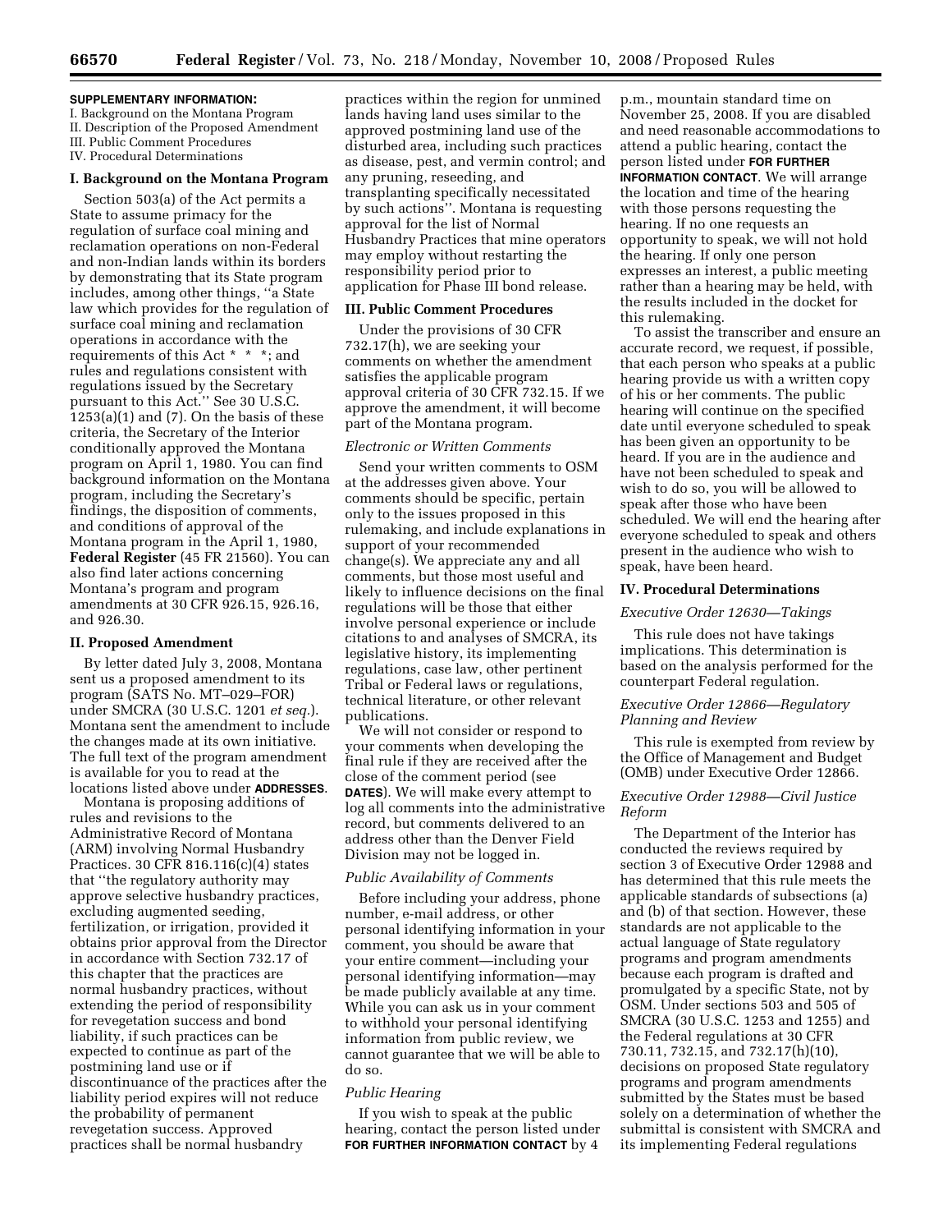**SUPPLEMENTARY INFORMATION:**

I. Background on the Montana Program
II. Description of the Proposed Amendment
III. Public Comment Procedures
IV. Procedural Determinations

## I. Background on the Montana Program

Section 503(a) of the Act permits a State to assume primacy for the regulation of surface coal mining and reclamation operations on non-Federal and non-Indian lands within its borders by demonstrating that its State program includes, among other things, "a State law which provides for the regulation of surface coal mining and reclamation operations in accordance with the requirements of this Act * * *; and rules and regulations consistent with regulations issued by the Secretary pursuant to this Act." See 30 U.S.C. 1253(a)(1) and (7). On the basis of these criteria, the Secretary of the Interior conditionally approved the Montana program on April 1, 1980. You can find background information on the Montana program, including the Secretary's findings, the disposition of comments, and conditions of approval of the Montana program in the April 1, 1980, **Federal Register** (45 FR 21560). You can also find later actions concerning Montana's program and program amendments at 30 CFR 926.15, 926.16, and 926.30.

## II. Proposed Amendment

By letter dated July 3, 2008, Montana sent us a proposed amendment to its program (SATS No. MT–029–FOR) under SMCRA (30 U.S.C. 1201 *et seq.*). Montana sent the amendment to include the changes made at its own initiative. The full text of the program amendment is available for you to read at the locations listed above under **ADDRESSES**.

Montana is proposing additions of rules and revisions to the Administrative Record of Montana (ARM) involving Normal Husbandry Practices. 30 CFR 816.116(c)(4) states that "the regulatory authority may approve selective husbandry practices, excluding augmented seeding, fertilization, or irrigation, provided it obtains prior approval from the Director in accordance with Section 732.17 of this chapter that the practices are normal husbandry practices, without extending the period of responsibility for revegetation success and bond liability, if such practices can be expected to continue as part of the postmining land use or if discontinuance of the practices after the liability period expires will not reduce the probability of permanent revegetation success. Approved practices shall be normal husbandry practices within the region for unmined lands having land uses similar to the approved postmining land use of the disturbed area, including such practices as disease, pest, and vermin control; and any pruning, reseeding, and transplanting specifically necessitated by such actions". Montana is requesting approval for the list of Normal Husbandry Practices that mine operators may employ without restarting the responsibility period prior to application for Phase III bond release.

## III. Public Comment Procedures

Under the provisions of 30 CFR 732.17(h), we are seeking your comments on whether the amendment satisfies the applicable program approval criteria of 30 CFR 732.15. If we approve the amendment, it will become part of the Montana program.

### *Electronic or Written Comments*

Send your written comments to OSM at the addresses given above. Your comments should be specific, pertain only to the issues proposed in this rulemaking, and include explanations in support of your recommended change(s). We appreciate any and all comments, but those most useful and likely to influence decisions on the final regulations will be those that either involve personal experience or include citations to and analyses of SMCRA, its legislative history, its implementing regulations, case law, other pertinent Tribal or Federal laws or regulations, technical literature, or other relevant publications.

We will not consider or respond to your comments when developing the final rule if they are received after the close of the comment period (see **DATES**). We will make every attempt to log all comments into the administrative record, but comments delivered to an address other than the Denver Field Division may not be logged in.

### *Public Availability of Comments*

Before including your address, phone number, e-mail address, or other personal identifying information in your comment, you should be aware that your entire comment—including your personal identifying information—may be made publicly available at any time. While you can ask us in your comment to withhold your personal identifying information from public review, we cannot guarantee that we will be able to do so.

### *Public Hearing*

If you wish to speak at the public hearing, contact the person listed under **FOR FURTHER INFORMATION CONTACT** by 4 p.m., mountain standard time on November 25, 2008. If you are disabled and need reasonable accommodations to attend a public hearing, contact the person listed under **FOR FURTHER INFORMATION CONTACT**. We will arrange the location and time of the hearing with those persons requesting the hearing. If no one requests an opportunity to speak, we will not hold the hearing. If only one person expresses an interest, a public meeting rather than a hearing may be held, with the results included in the docket for this rulemaking.

To assist the transcriber and ensure an accurate record, we request, if possible, that each person who speaks at a public hearing provide us with a written copy of his or her comments. The public hearing will continue on the specified date until everyone scheduled to speak has been given an opportunity to be heard. If you are in the audience and have not been scheduled to speak and wish to do so, you will be allowed to speak after those who have been scheduled. We will end the hearing after everyone scheduled to speak and others present in the audience who wish to speak, have been heard.

## IV. Procedural Determinations

### *Executive Order 12630—Takings*

This rule does not have takings implications. This determination is based on the analysis performed for the counterpart Federal regulation.

### *Executive Order 12866—Regulatory Planning and Review*

This rule is exempted from review by the Office of Management and Budget (OMB) under Executive Order 12866.

### *Executive Order 12988—Civil Justice Reform*

The Department of the Interior has conducted the reviews required by section 3 of Executive Order 12988 and has determined that this rule meets the applicable standards of subsections (a) and (b) of that section. However, these standards are not applicable to the actual language of State regulatory programs and program amendments because each program is drafted and promulgated by a specific State, not by OSM. Under sections 503 and 505 of SMCRA (30 U.S.C. 1253 and 1255) and the Federal regulations at 30 CFR 730.11, 732.15, and 732.17(h)(10), decisions on proposed State regulatory programs and program amendments submitted by the States must be based solely on a determination of whether the submittal is consistent with SMCRA and its implementing Federal regulations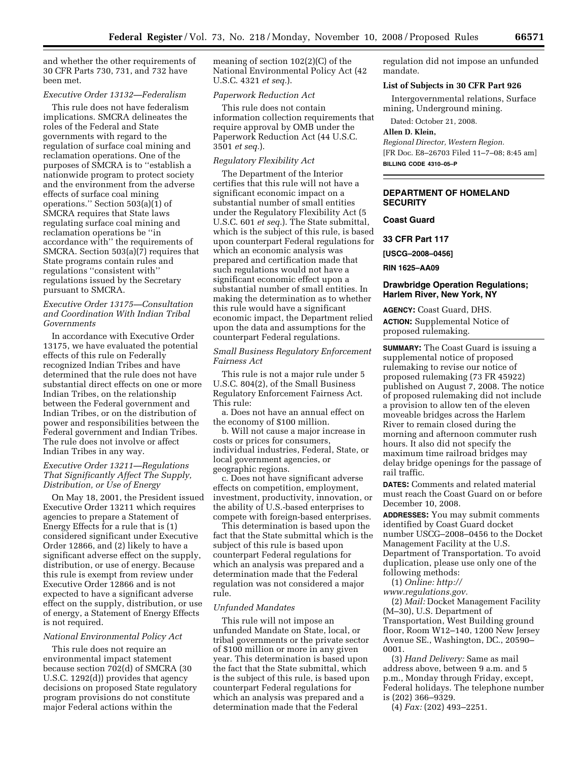and whether the other requirements of 30 CFR Parts 730, 731, and 732 have been met.

*Executive Order 13132—Federalism*

This rule does not have federalism implications. SMCRA delineates the roles of the Federal and State governments with regard to the regulation of surface coal mining and reclamation operations. One of the purposes of SMCRA is to "establish a nationwide program to protect society and the environment from the adverse effects of surface coal mining operations." Section 503(a)(1) of SMCRA requires that State laws regulating surface coal mining and reclamation operations be "in accordance with" the requirements of SMCRA. Section 503(a)(7) requires that State programs contain rules and regulations "consistent with" regulations issued by the Secretary pursuant to SMCRA.

*Executive Order 13175—Consultation and Coordination With Indian Tribal Governments*

In accordance with Executive Order 13175, we have evaluated the potential effects of this rule on Federally recognized Indian Tribes and have determined that the rule does not have substantial direct effects on one or more Indian Tribes, on the relationship between the Federal government and Indian Tribes, or on the distribution of power and responsibilities between the Federal government and Indian Tribes. The rule does not involve or affect Indian Tribes in any way.

*Executive Order 13211—Regulations That Significantly Affect The Supply, Distribution, or Use of Energy*

On May 18, 2001, the President issued Executive Order 13211 which requires agencies to prepare a Statement of Energy Effects for a rule that is (1) considered significant under Executive Order 12866, and (2) likely to have a significant adverse effect on the supply, distribution, or use of energy. Because this rule is exempt from review under Executive Order 12866 and is not expected to have a significant adverse effect on the supply, distribution, or use of energy, a Statement of Energy Effects is not required.

*National Environmental Policy Act*

This rule does not require an environmental impact statement because section 702(d) of SMCRA (30 U.S.C. 1292(d)) provides that agency decisions on proposed State regulatory program provisions do not constitute major Federal actions within the meaning of section 102(2)(C) of the National Environmental Policy Act (42 U.S.C. 4321 *et seq.*).

*Paperwork Reduction Act*

This rule does not contain information collection requirements that require approval by OMB under the Paperwork Reduction Act (44 U.S.C. 3501 *et seq.*).

*Regulatory Flexibility Act*

The Department of the Interior certifies that this rule will not have a significant economic impact on a substantial number of small entities under the Regulatory Flexibility Act (5 U.S.C. 601 *et seq.*). The State submittal, which is the subject of this rule, is based upon counterpart Federal regulations for which an economic analysis was prepared and certification made that such regulations would not have a significant economic effect upon a substantial number of small entities. In making the determination as to whether this rule would have a significant economic impact, the Department relied upon the data and assumptions for the counterpart Federal regulations.

*Small Business Regulatory Enforcement Fairness Act*

This rule is not a major rule under 5 U.S.C. 804(2), of the Small Business Regulatory Enforcement Fairness Act. This rule:

a. Does not have an annual effect on the economy of $100 million.

b. Will not cause a major increase in costs or prices for consumers, individual industries, Federal, State, or local government agencies, or geographic regions.

c. Does not have significant adverse effects on competition, employment, investment, productivity, innovation, or the ability of U.S.-based enterprises to compete with foreign-based enterprises.

This determination is based upon the fact that the State submittal which is the subject of this rule is based upon counterpart Federal regulations for which an analysis was prepared and a determination made that the Federal regulation was not considered a major rule.

*Unfunded Mandates*

This rule will not impose an unfunded Mandate on State, local, or tribal governments or the private sector of $100 million or more in any given year. This determination is based upon the fact that the State submittal, which is the subject of this rule, is based upon counterpart Federal regulations for which an analysis was prepared and a determination made that the Federal regulation did not impose an unfunded mandate.

**List of Subjects in 30 CFR Part 926**

Intergovernmental relations, Surface mining, Underground mining.

Dated: October 21, 2008.

**Allen D. Klein,**

*Regional Director, Western Region.*

[FR Doc. E8–26703 Filed 11–7–08; 8:45 am]

**BILLING CODE 4310–05–P**

---

**DEPARTMENT OF HOMELAND SECURITY**

**Coast Guard**

**33 CFR Part 117**

**[USCG–2008–0456]**

**RIN 1625–AA09**

## Drawbridge Operation Regulations; Harlem River, New York, NY

**AGENCY:** Coast Guard, DHS.

**ACTION:** Supplemental Notice of proposed rulemaking.

**SUMMARY:** The Coast Guard is issuing a supplemental notice of proposed rulemaking to revise our notice of proposed rulemaking (73 FR 45922) published on August 7, 2008. The notice of proposed rulemaking did not include a provision to allow ten of the eleven moveable bridges across the Harlem River to remain closed during the morning and afternoon commuter rush hours. It also did not specify the maximum time railroad bridges may delay bridge openings for the passage of rail traffic.

**DATES:** Comments and related material must reach the Coast Guard on or before December 10, 2008.

**ADDRESSES:** You may submit comments identified by Coast Guard docket number USCG–2008–0456 to the Docket Management Facility at the U.S. Department of Transportation. To avoid duplication, please use only one of the following methods:

(1) *Online: http://www.regulations.gov.*

(2) *Mail:* Docket Management Facility (M–30), U.S. Department of Transportation, West Building ground floor, Room W12–140, 1200 New Jersey Avenue SE., Washington, DC., 20590–0001.

(3) *Hand Delivery:* Same as mail address above, between 9 a.m. and 5 p.m., Monday through Friday, except, Federal holidays. The telephone number is (202) 366–9329.

(4) *Fax:* (202) 493–2251.